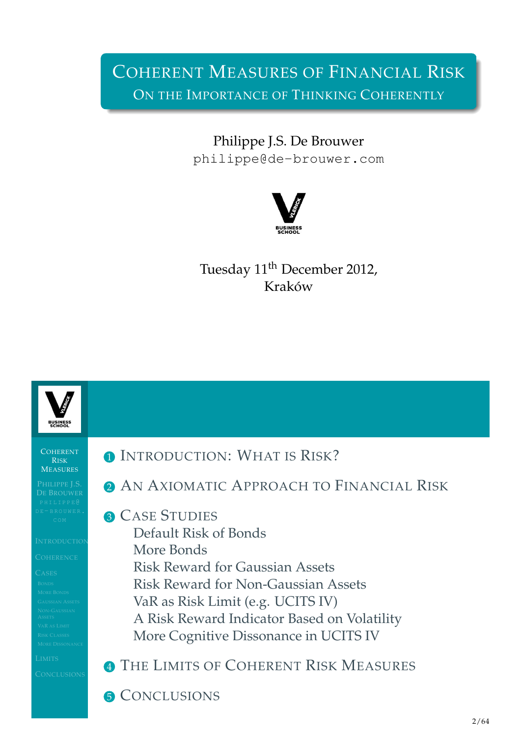# Coherent Measures of Financial Risk

## On the Importance of Thinking Coherently

Philippe J.S. De Brouwer

philippe@de-brouwer.com

Tuesday 11th December 2012,
Kraków

---

1. Introduction: What is Risk?
2. An Axiomatic Approach to Financial Risk
3. Case Studies
   - Default Risk of Bonds
   - More Bonds
   - Risk Reward for Gaussian Assets
   - Risk Reward for Non-Gaussian Assets
   - VaR as Risk Limit (e.g. UCITS IV)
   - A Risk Reward Indicator Based on Volatility
   - More Cognitive Dissonance in UCITS IV
4. The Limits of Coherent Risk Measures
5. Conclusions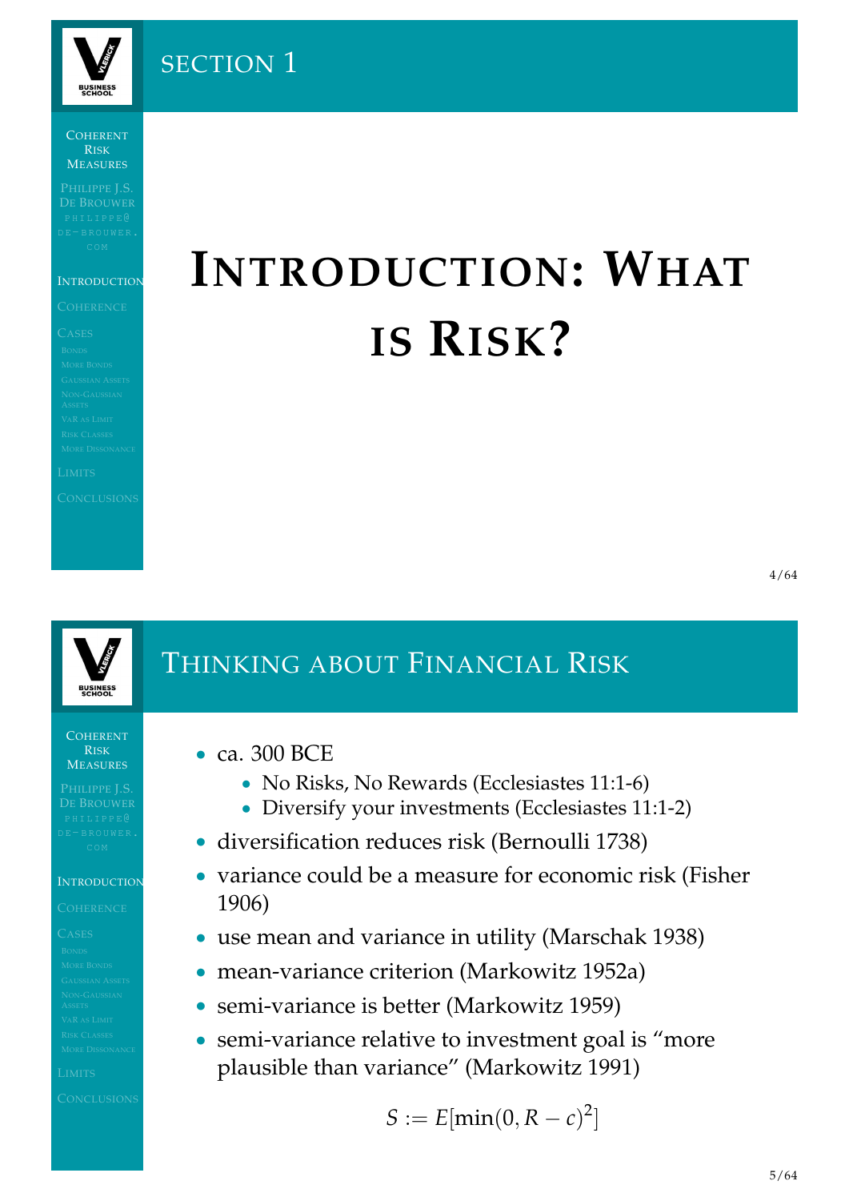## Section 1

# Introduction: What is Risk?

## Thinking about Financial Risk

- ca. 300 BCE
  - No Risks, No Rewards (Ecclesiastes 11:1-6)
  - Diversify your investments (Ecclesiastes 11:1-2)
- diversification reduces risk (Bernoulli 1738)
- variance could be a measure for economic risk (Fisher 1906)
- use mean and variance in utility (Marschak 1938)
- mean-variance criterion (Markowitz 1952a)
- semi-variance is better (Markowitz 1959)
- semi-variance relative to investment goal is “more plausible than variance” (Markowitz 1991)

$$S := E[\min(0, R - c)^2]$$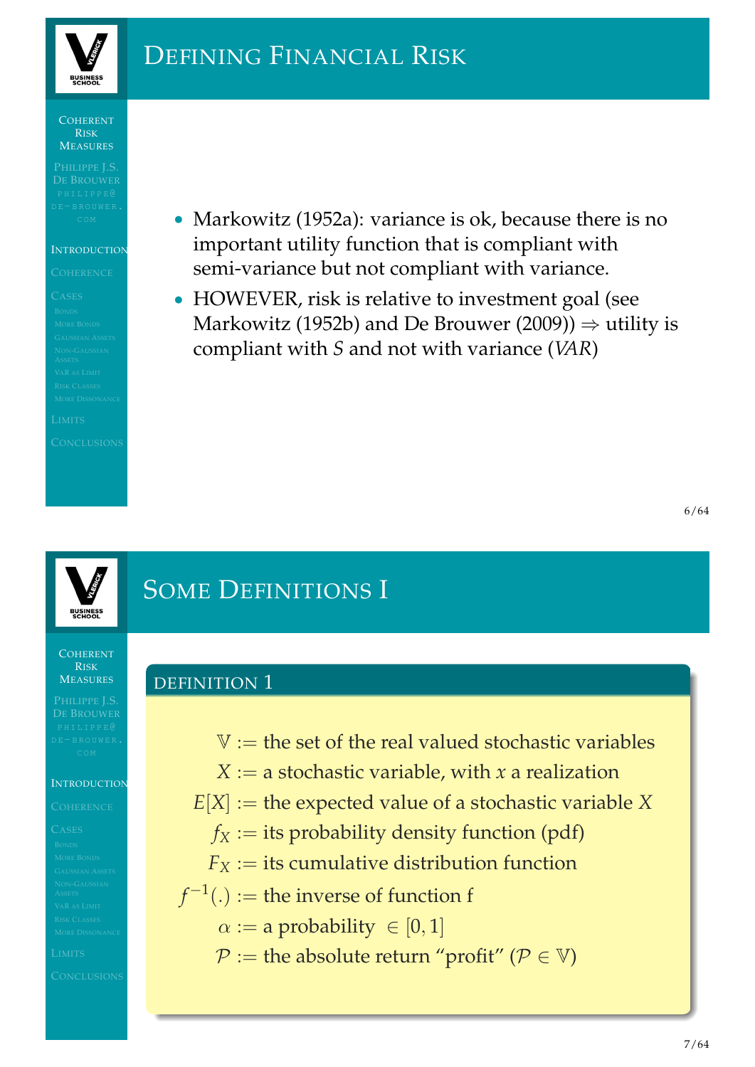# Defining Financial Risk

- Markowitz (1952a): variance is ok, because there is no important utility function that is compliant with semi-variance but not compliant with variance.
- HOWEVER, risk is relative to investment goal (see Markowitz (1952b) and De Brouwer (2009)) $\Rightarrow$ utility is compliant with $S$ and not with variance ($VAR$)

# Some Definitions I

### Definition 1

$$
\begin{aligned}
\mathbb{V} &:= \text{the set of the real valued stochastic variables} \\
X &:= \text{a stochastic variable, with } x \text{ a realization} \\
E[X] &:= \text{the expected value of a stochastic variable } X \\
f_X &:= \text{its probability density function (pdf)} \\
F_X &:= \text{its cumulative distribution function} \\
f^{-1}(.) &:= \text{the inverse of function f} \\
\alpha &:= \text{a probability } \in [0,1] \\
\mathcal{P} &:= \text{the absolute return ``profit'' } (\mathcal{P} \in \mathbb{V})
\end{aligned}
$$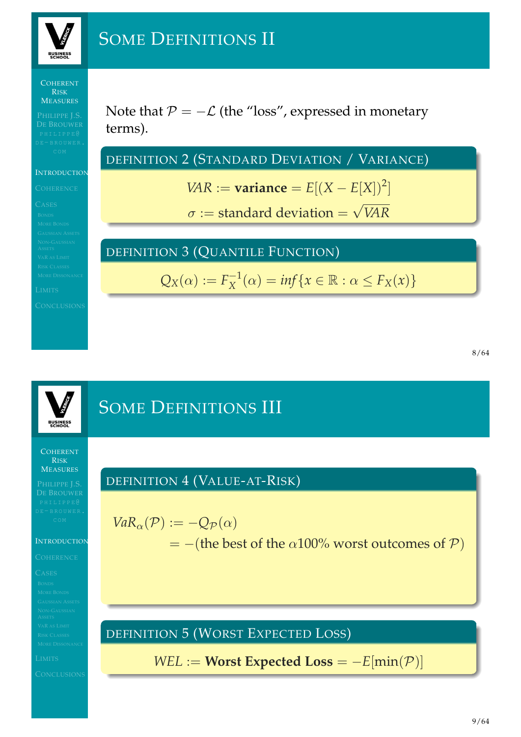# Some Definitions II

Note that $\mathcal{P} = -\mathcal{L}$ (the "loss", expressed in monetary terms).

**Definition 2 (Standard Deviation / Variance)**

$$VAR := \textbf{variance} = E[(X - E[X])^2]$$

$$\sigma := \text{standard deviation} = \sqrt{VAR}$$

**Definition 3 (Quantile Function)**

$$Q_X(\alpha) := F_X^{-1}(\alpha) = inf\{x \in \mathbb{R} : \alpha \leq F_X(x)\}$$

# Some Definitions III

**Definition 4 (Value-at-Risk)**

$$VaR_\alpha(\mathcal{P}) := -Q_{\mathcal{P}}(\alpha)$$
$$= -(\text{the best of the } \alpha 100\% \text{ worst outcomes of } \mathcal{P})$$

**Definition 5 (Worst Expected Loss)**

$$WEL := \textbf{Worst Expected Loss} = -E[\min(\mathcal{P})]$$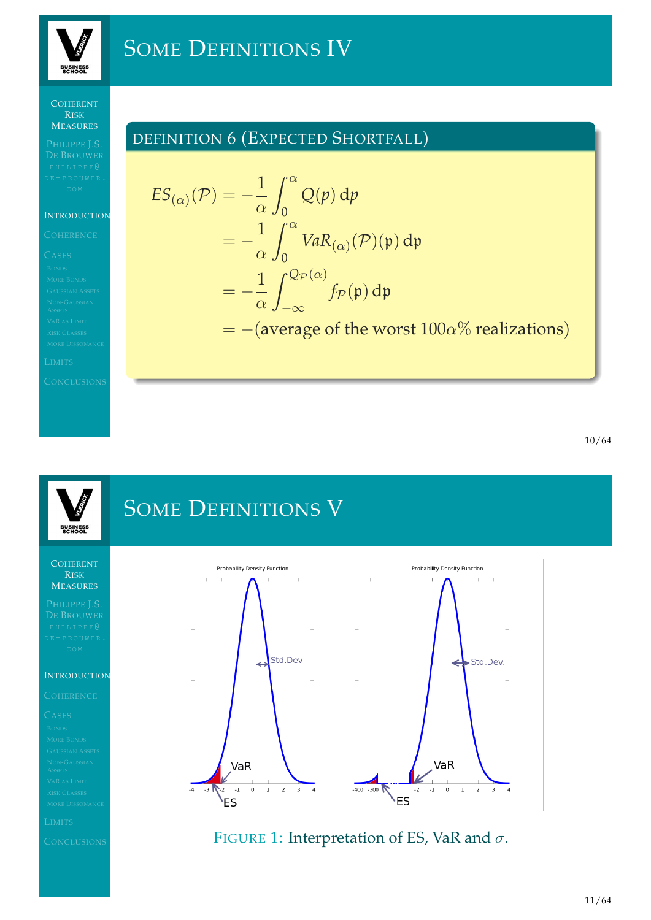# Some Definitions IV

## Definition 6 (Expected Shortfall)

$$
\begin{aligned}
ES_{(\alpha)}(\mathcal{P}) &= -\frac{1}{\alpha}\int_0^{\alpha} Q(p)\,\mathrm{d}p \\
&= -\frac{1}{\alpha}\int_0^{\alpha} VaR_{(\alpha)}(\mathcal{P})(\mathfrak{p})\,\mathrm{d}\mathfrak{p} \\
&= -\frac{1}{\alpha}\int_{-\infty}^{Q_{\mathcal{P}}(\alpha)} f_{\mathcal{P}}(\mathfrak{p})\,\mathrm{d}\mathfrak{p} \\
&= -(\text{average of the worst } 100\alpha\% \text{ realizations})
\end{aligned}
$$

# Some Definitions V

Figure 1: Interpretation of ES, VaR and $\sigma$.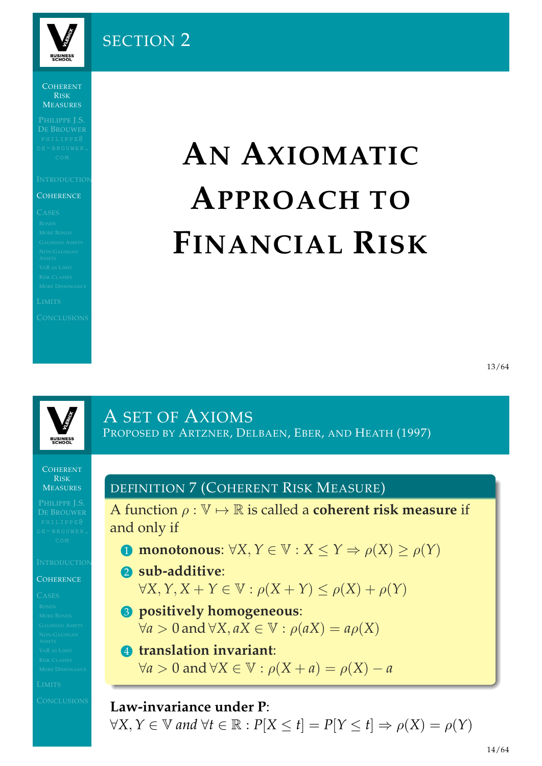# Section 2

# An Axiomatic Approach to Financial Risk

## A Set of Axioms

### Proposed by Artzner, Delbaen, Eber, and Heath (1997)

**Definition 7 (Coherent Risk Measure)**

A function $\rho : \mathbb{V} \mapsto \mathbb{R}$ is called a **coherent risk measure** if and only if

1. **monotonous**: $\forall X, Y \in \mathbb{V} : X \leq Y \Rightarrow \rho(X) \geq \rho(Y)$
2. **sub-additive**: $\forall X, Y, X + Y \in \mathbb{V} : \rho(X + Y) \leq \rho(X) + \rho(Y)$
3. **positively homogeneous**: $\forall a > 0$ and $\forall X, aX \in \mathbb{V} : \rho(aX) = a\rho(X)$
4. **translation invariant**: $\forall a > 0$ and $\forall X \in \mathbb{V} : \rho(X + a) = \rho(X) - a$

**Law-invariance under P**:
$\forall X, Y \in \mathbb{V}$ *and* $\forall t \in \mathbb{R} : P[X \leq t] = P[Y \leq t] \Rightarrow \rho(X) = \rho(Y)$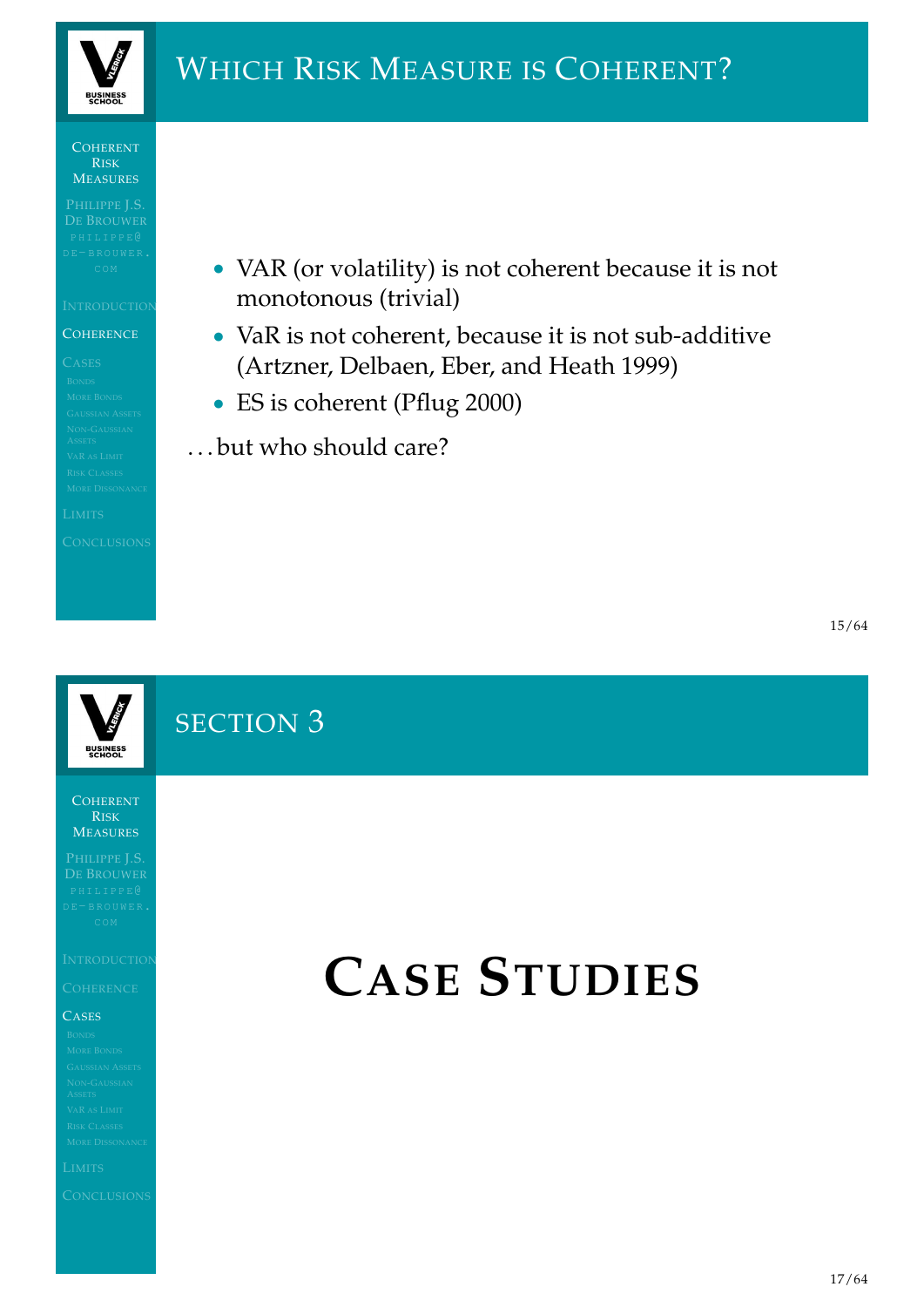## Which Risk Measure is Coherent?

- VAR (or volatility) is not coherent because it is not monotonous (trivial)
- VaR is not coherent, because it is not sub-additive (Artzner, Delbaen, Eber, and Heath 1999)
- ES is coherent (Pflug 2000)

...but who should care?

## Section 3

# Case Studies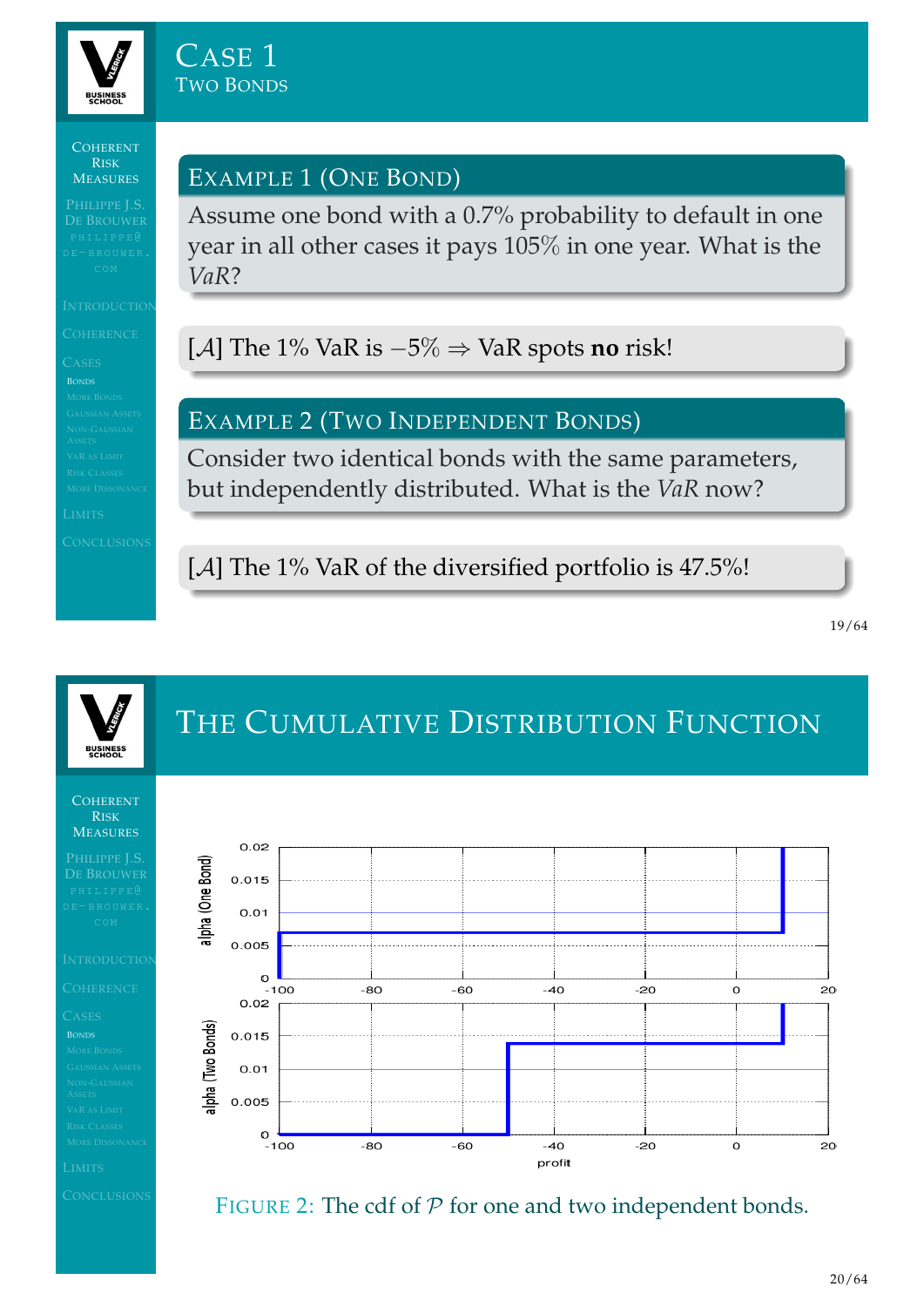# Case 1

## Two Bonds

### Example 1 (One Bond)

Assume one bond with a 0.7% probability to default in one year in all other cases it pays 105% in one year. What is the *VaR*?

[$\mathcal{A}$] The 1% VaR is $-5\%$ $\Rightarrow$ VaR spots **no** risk!

### Example 2 (Two Independent Bonds)

Consider two identical bonds with the same parameters, but independently distributed. What is the *VaR* now?

[$\mathcal{A}$] The 1% VaR of the diversified portfolio is 47.5%!

# The Cumulative Distribution Function

Figure 2: The cdf of $\mathcal{P}$ for one and two independent bonds.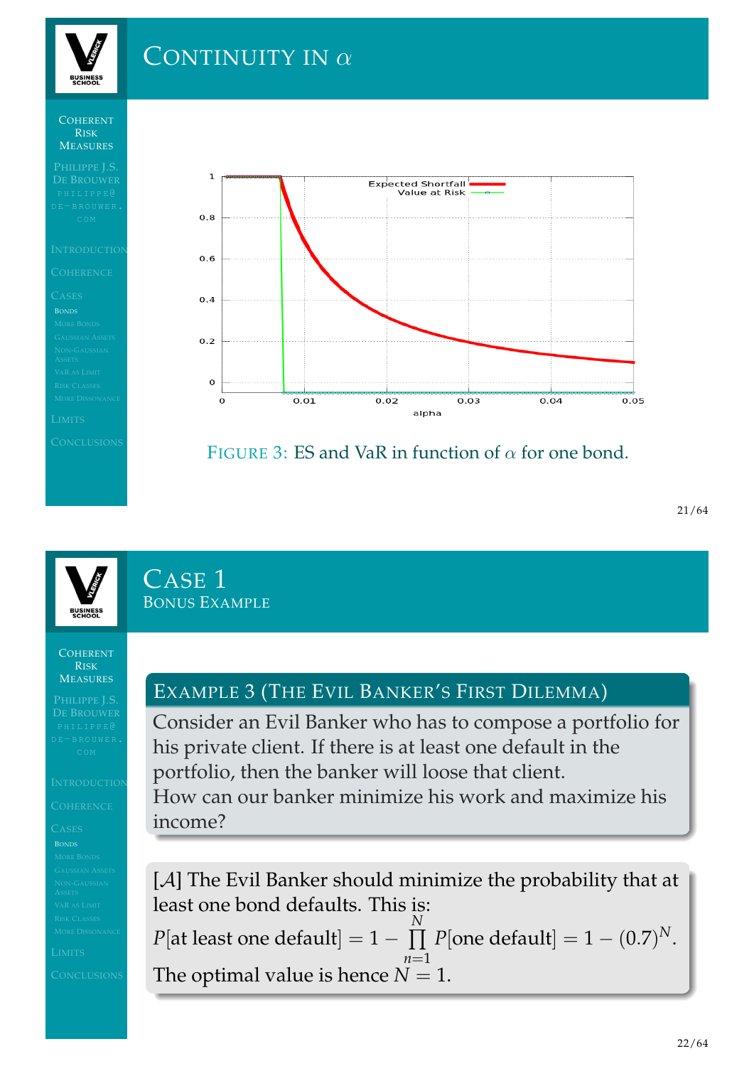# Continuity in $\alpha$

FIGURE 3: ES and VaR in function of $\alpha$ for one bond.

# Case 1

## Bonus Example

**Example 3 (The Evil Banker's First Dilemma)**

Consider an Evil Banker who has to compose a portfolio for his private client. If there is at least one default in the portfolio, then the banker will loose that client.
How can our banker minimize his work and maximize his income?

[$\mathcal{A}$] The Evil Banker should minimize the probability that at least one bond defaults. This is:

$$P[\text{at least one default}] = 1 - \prod_{n=1}^{N} P[\text{one default}] = 1 - (0.7)^N.$$

The optimal value is hence $N = 1$.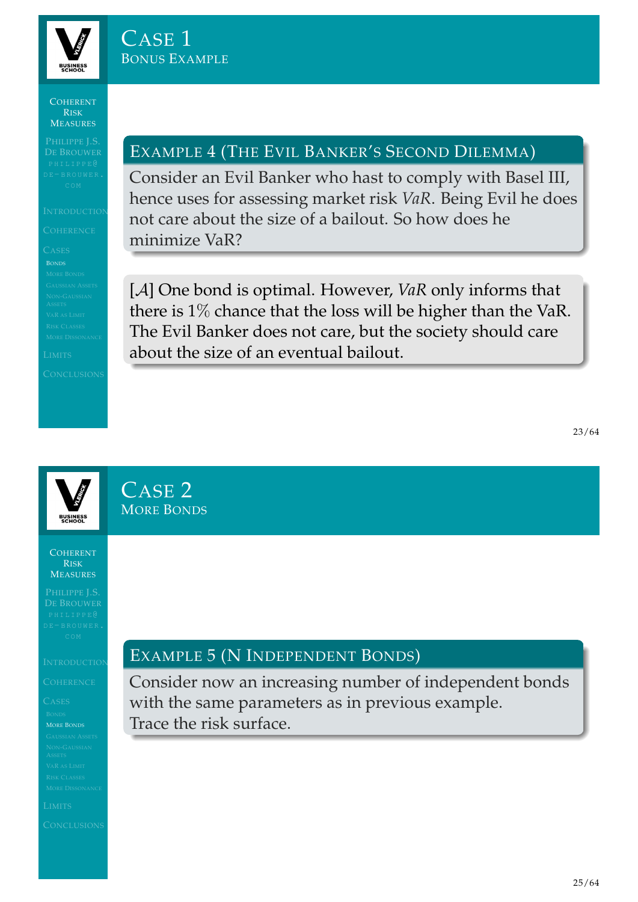## Case 1
### Bonus Example

**Example 4 (The Evil Banker's Second Dilemma)**

Consider an Evil Banker who hast to comply with Basel III, hence uses for assessing market risk *VaR*. Being Evil he does not care about the size of a bailout. So how does he minimize VaR?

[$\mathcal{A}$] One bond is optimal. However, *VaR* only informs that there is 1% chance that the loss will be higher than the VaR. The Evil Banker does not care, but the society should care about the size of an eventual bailout.

## Case 2
### More Bonds

**Example 5 (N Independent Bonds)**

Consider now an increasing number of independent bonds with the same parameters as in previous example.
Trace the risk surface.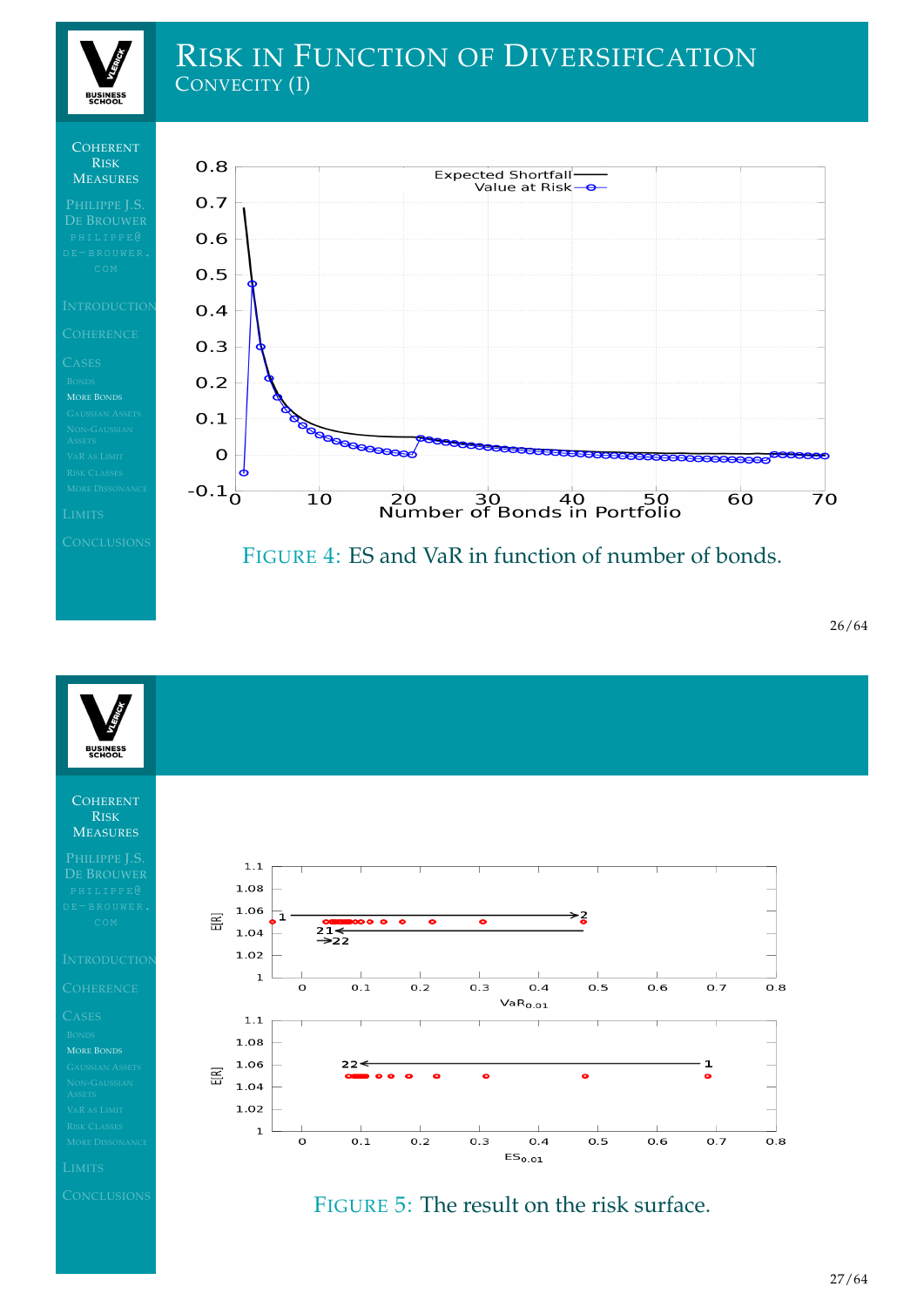# Risk in Function of Diversification

## Convecity (I)

Figure 4: ES and VaR in function of number of bonds.

Figure 5: The result on the risk surface.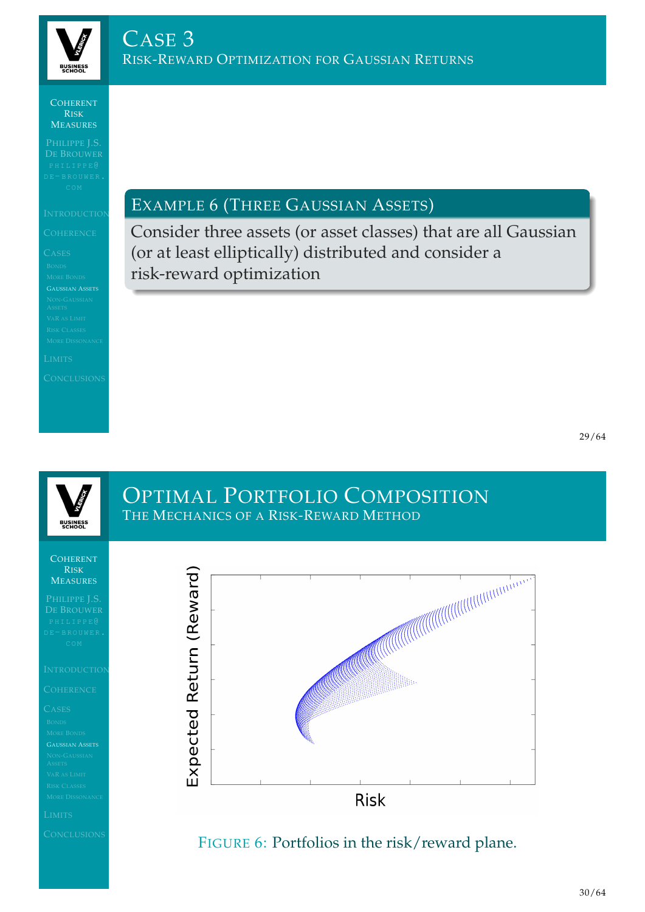# Case 3

## Risk-Reward Optimization for Gaussian Returns

### Example 6 (Three Gaussian Assets)

Consider three assets (or asset classes) that are all Gaussian (or at least elliptically) distributed and consider a risk-reward optimization

# Optimal Portfolio Composition

## The Mechanics of a Risk-Reward Method

Figure 6: Portfolios in the risk/reward plane.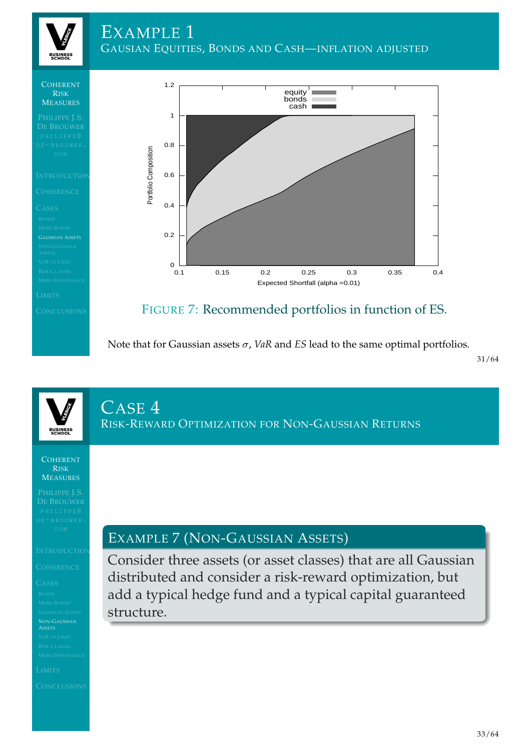# Example 1

## Gausian Equities, Bonds and Cash—inflation adjusted

FIGURE 7: Recommended portfolios in function of ES.

Note that for Gaussian assets $\sigma$, *VaR* and *ES* lead to the same optimal portfolios.

# Case 4

## Risk-Reward Optimization for Non-Gaussian Returns

### Example 7 (Non-Gaussian Assets)

Consider three assets (or asset classes) that are all Gaussian distributed and consider a risk-reward optimization, but add a typical hedge fund and a typical capital guaranteed structure.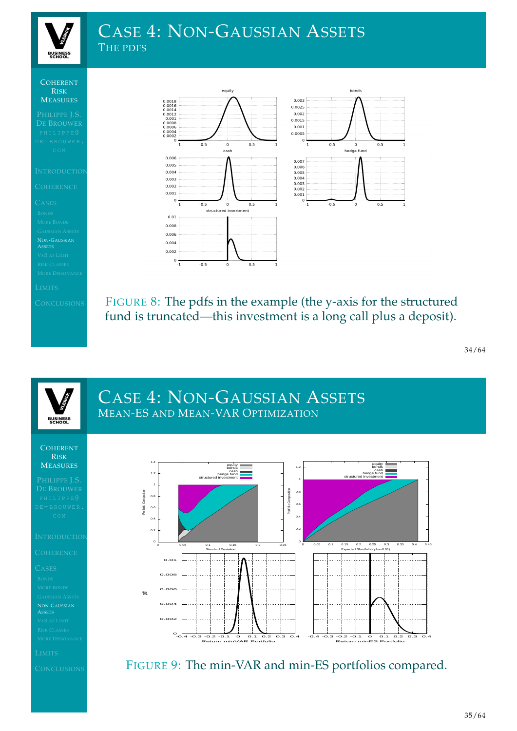# Case 4: Non-Gaussian Assets

## The pdfs

FIGURE 8: The pdfs in the example (the y-axis for the structured fund is truncated—this investment is a long call plus a deposit).

# Case 4: Non-Gaussian Assets

## Mean-ES and Mean-VAR Optimization

FIGURE 9: The min-VAR and min-ES portfolios compared.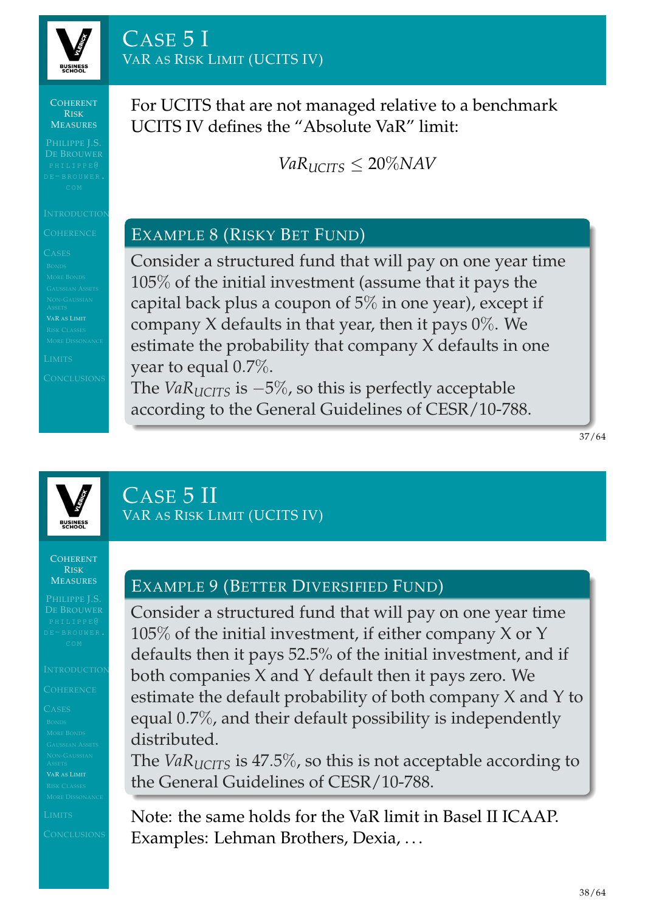# Case 5 I

## VaR as Risk Limit (UCITS IV)

For UCITS that are not managed relative to a benchmark UCITS IV defines the "Absolute VaR" limit:

$$VaR_{UCITS} \leq 20\% NAV$$

### Example 8 (Risky Bet Fund)

Consider a structured fund that will pay on one year time 105% of the initial investment (assume that it pays the capital back plus a coupon of 5% in one year), except if company X defaults in that year, then it pays 0%. We estimate the probability that company X defaults in one year to equal 0.7%.

The $VaR_{UCITS}$ is $-5\%$, so this is perfectly acceptable according to the General Guidelines of CESR/10-788.

# Case 5 II

## VaR as Risk Limit (UCITS IV)

### Example 9 (Better Diversified Fund)

Consider a structured fund that will pay on one year time 105% of the initial investment, if either company X or Y defaults then it pays 52.5% of the initial investment, and if both companies X and Y default then it pays zero. We estimate the default probability of both company X and Y to equal 0.7%, and their default possibility is independently distributed.

The $VaR_{UCITS}$ is 47.5%, so this is not acceptable according to the General Guidelines of CESR/10-788.

Note: the same holds for the VaR limit in Basel II ICAAP. Examples: Lehman Brothers, Dexia, …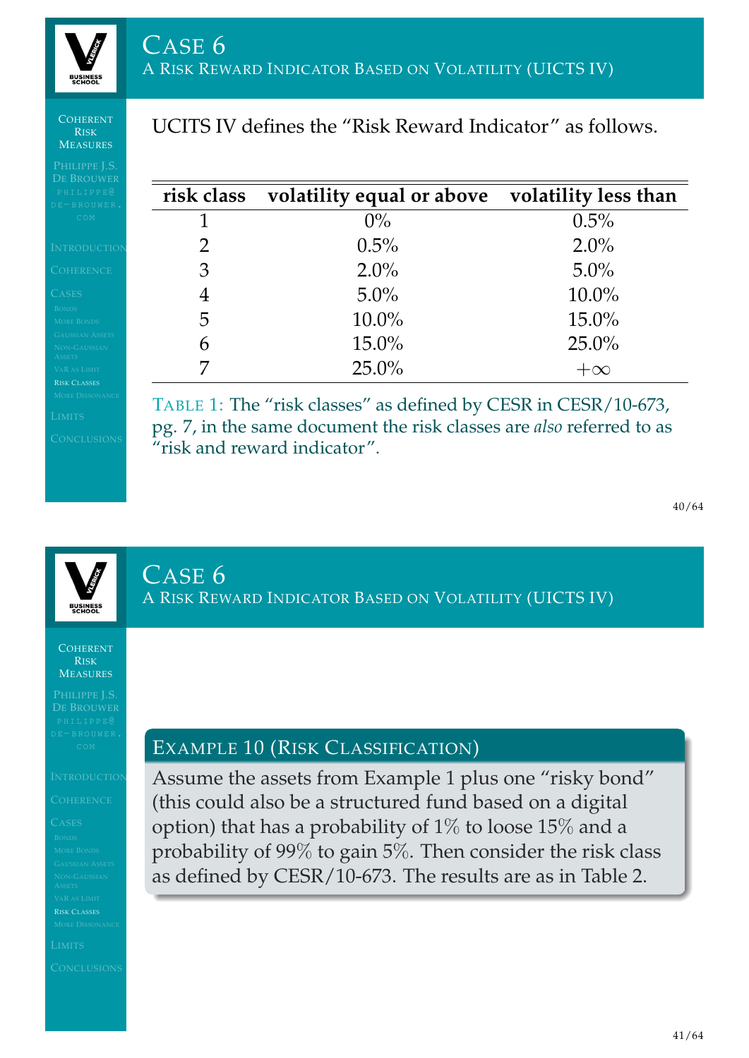## Case 6
### A Risk Reward Indicator Based on Volatility (UICTS IV)

UCITS IV defines the "Risk Reward Indicator" as follows.

| risk class | volatility equal or above | volatility less than |
|---|---|---|
| 1 | 0% | 0.5% |
| 2 | 0.5% | 2.0% |
| 3 | 2.0% | 5.0% |
| 4 | 5.0% | 10.0% |
| 5 | 10.0% | 15.0% |
| 6 | 15.0% | 25.0% |
| 7 | 25.0% | $+\infty$ |

Table 1: The "risk classes" as defined by CESR in CESR/10-673, pg. 7, in the same document the risk classes are *also* referred to as "risk and reward indicator".

## Case 6
### A Risk Reward Indicator Based on Volatility (UICTS IV)

#### Example 10 (Risk Classification)

Assume the assets from Example 1 plus one "risky bond" (this could also be a structured fund based on a digital option) that has a probability of 1% to loose 15% and a probability of 99% to gain 5%. Then consider the risk class as defined by CESR/10-673. The results are as in Table 2.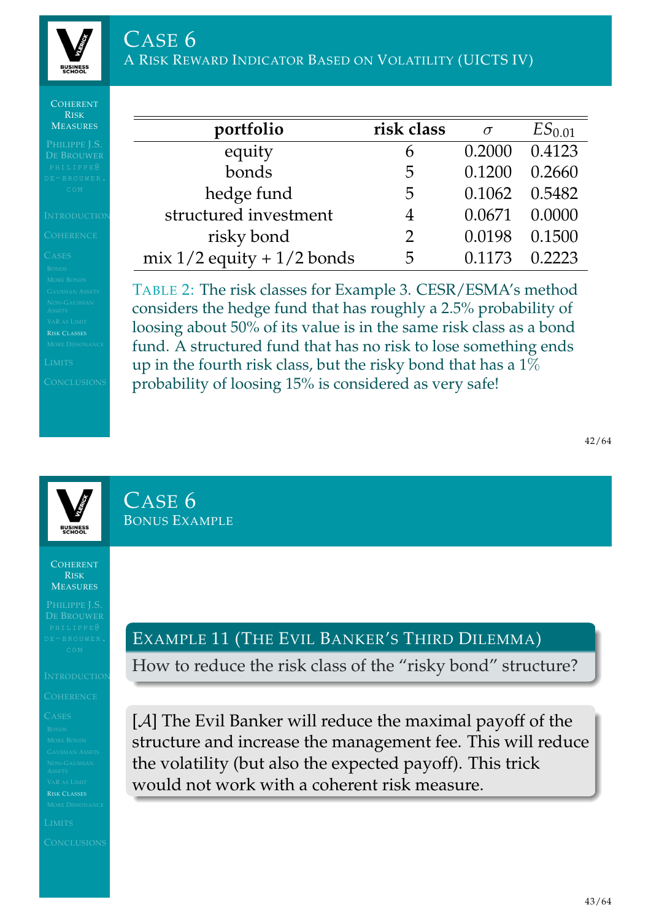## Case 6

### A Risk Reward Indicator Based on Volatility (UICTS IV)

| portfolio | risk class | $\sigma$ | $ES_{0.01}$ |
|---|---|---|---|
| equity | 6 | 0.2000 | 0.4123 |
| bonds | 5 | 0.1200 | 0.2660 |
| hedge fund | 5 | 0.1062 | 0.5482 |
| structured investment | 4 | 0.0671 | 0.0000 |
| risky bond | 2 | 0.0198 | 0.1500 |
| mix 1/2 equity + 1/2 bonds | 5 | 0.1173 | 0.2223 |

Table 2: The risk classes for Example 3. CESR/ESMA's method considers the hedge fund that has roughly a 2.5% probability of loosing about 50% of its value is in the same risk class as a bond fund. A structured fund that has no risk to lose something ends up in the fourth risk class, but the risky bond that has a 1% probability of loosing 15% is considered as very safe!

## Case 6

### Bonus Example

**Example 11 (The Evil Banker's Third Dilemma)**

How to reduce the risk class of the "risky bond" structure?

[$\mathcal{A}$] The Evil Banker will reduce the maximal payoff of the structure and increase the management fee. This will reduce the volatility (but also the expected payoff). This trick would not work with a coherent risk measure.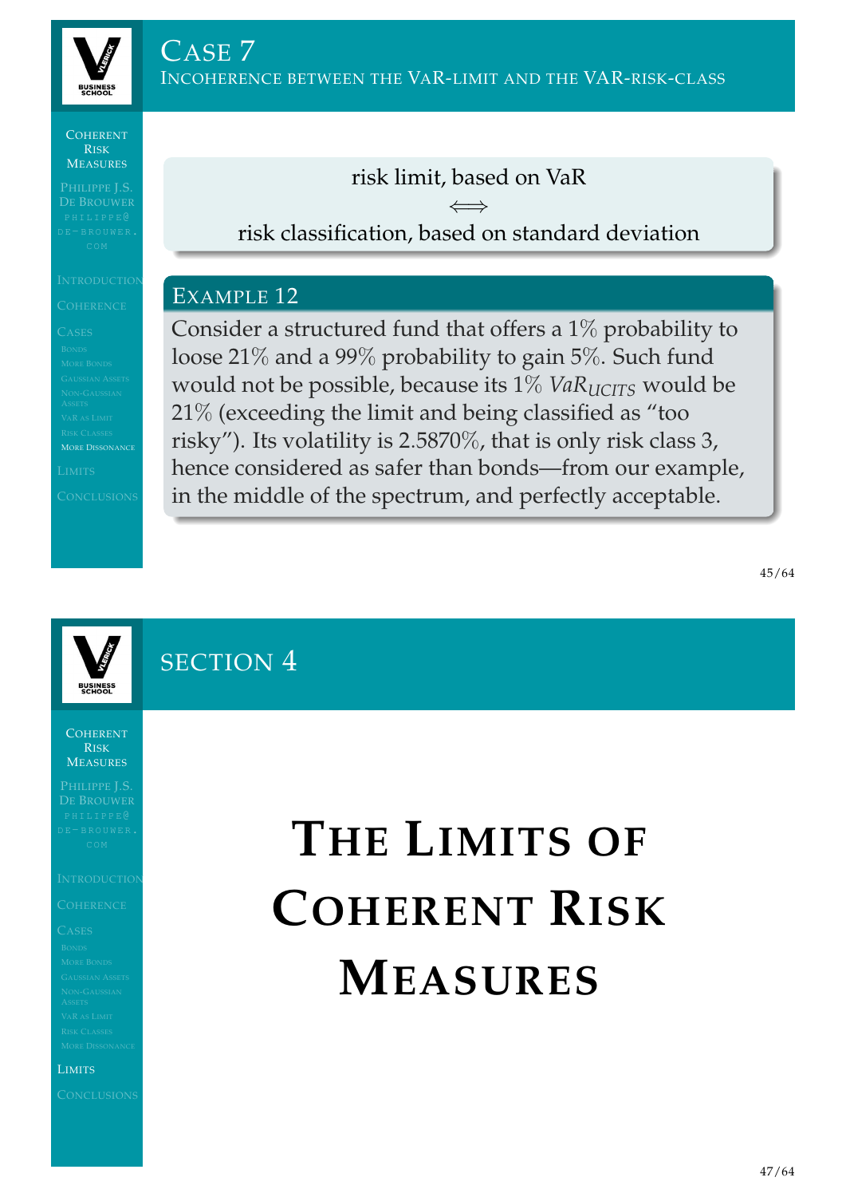# Case 7

## Incoherence between the VaR-limit and the VaR-risk-class

risk limit, based on VaR

$\Longleftrightarrow$

risk classification, based on standard deviation

### Example 12

Consider a structured fund that offers a 1% probability to loose 21% and a 99% probability to gain 5%. Such fund would not be possible, because its 1% $VaR_{UCITS}$ would be 21% (exceeding the limit and being classified as "too risky"). Its volatility is 2.5870%, that is only risk class 3, hence considered as safer than bonds—from our example, in the middle of the spectrum, and perfectly acceptable.

# Section 4

# The Limits of Coherent Risk Measures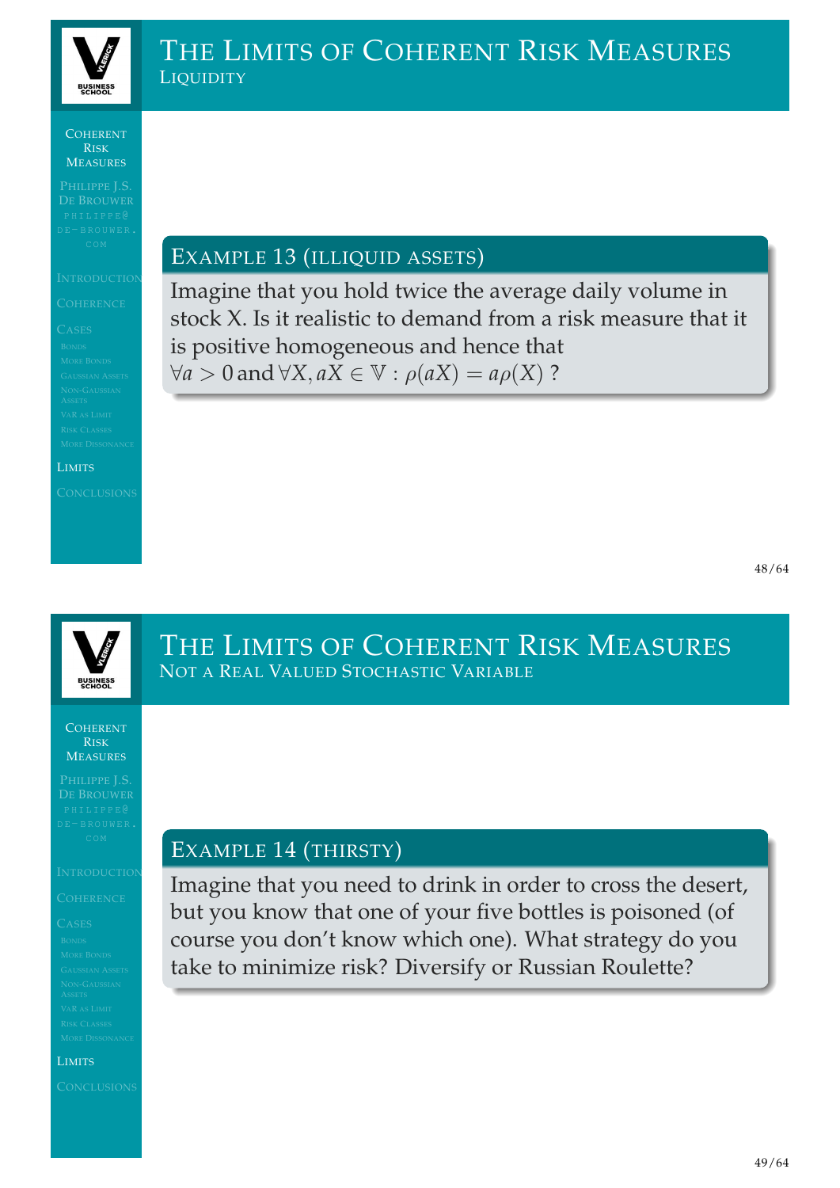# The Limits of Coherent Risk Measures

## Liquidity

**Example 13 (illiquid assets)**

Imagine that you hold twice the average daily volume in stock X. Is it realistic to demand from a risk measure that it is positive homogeneous and hence that $\forall a > 0 \text{ and } \forall X, aX \in \mathbb{V} : \rho(aX) = a\rho(X)$ ?

# The Limits of Coherent Risk Measures

## Not a Real Valued Stochastic Variable

**Example 14 (thirsty)**

Imagine that you need to drink in order to cross the desert, but you know that one of your five bottles is poisoned (of course you don't know which one). What strategy do you take to minimize risk? Diversify or Russian Roulette?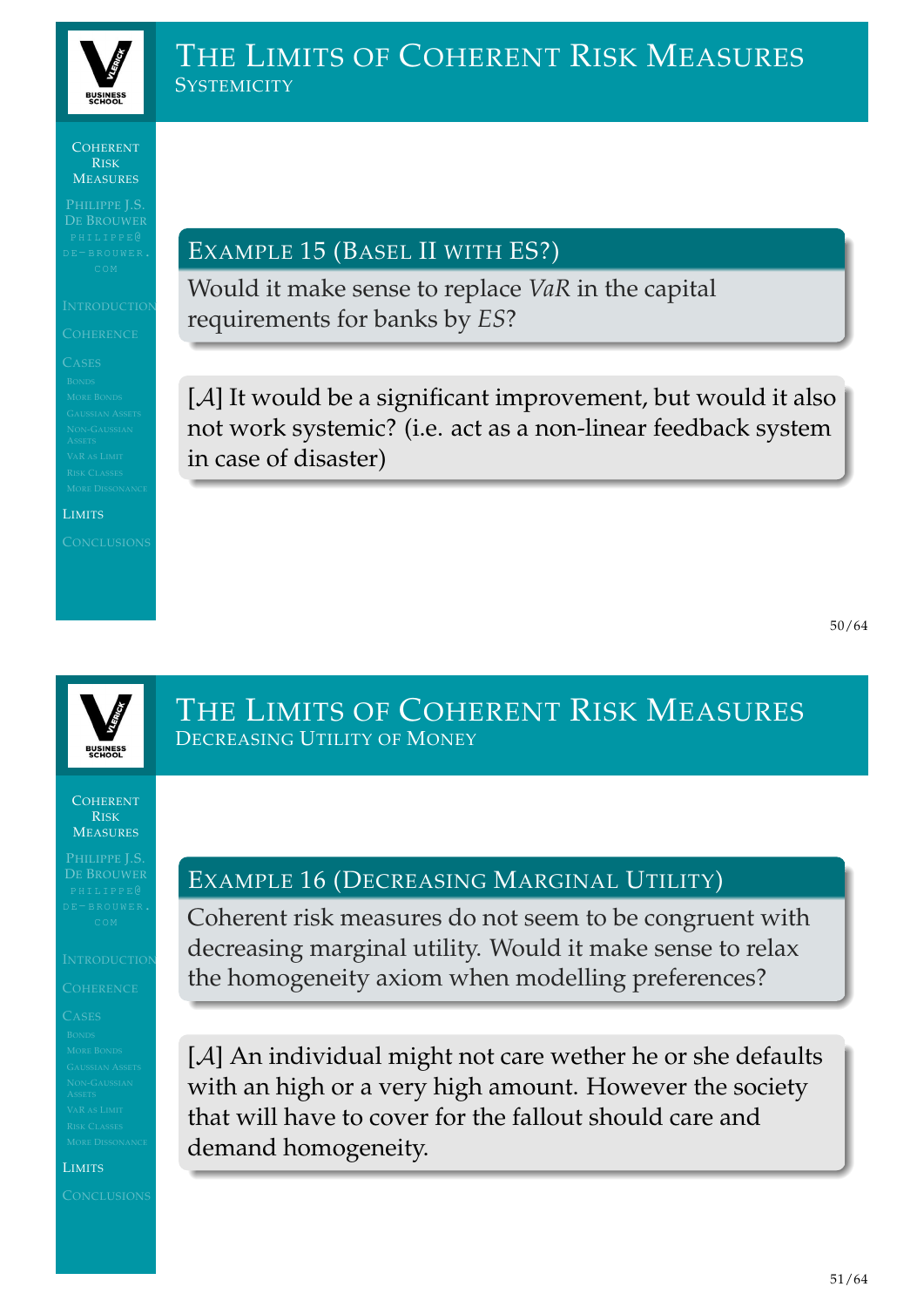# The Limits of Coherent Risk Measures

## Systemicity

**Example 15 (Basel II with ES?)**

Would it make sense to replace *VaR* in the capital requirements for banks by *ES*?

[$\mathcal{A}$] It would be a significant improvement, but would it also not work systemic? (i.e. act as a non-linear feedback system in case of disaster)

# The Limits of Coherent Risk Measures

## Decreasing Utility of Money

**Example 16 (Decreasing Marginal Utility)**

Coherent risk measures do not seem to be congruent with decreasing marginal utility. Would it make sense to relax the homogeneity axiom when modelling preferences?

[$\mathcal{A}$] An individual might not care wether he or she defaults with an high or a very high amount. However the society that will have to cover for the fallout should care and demand homogeneity.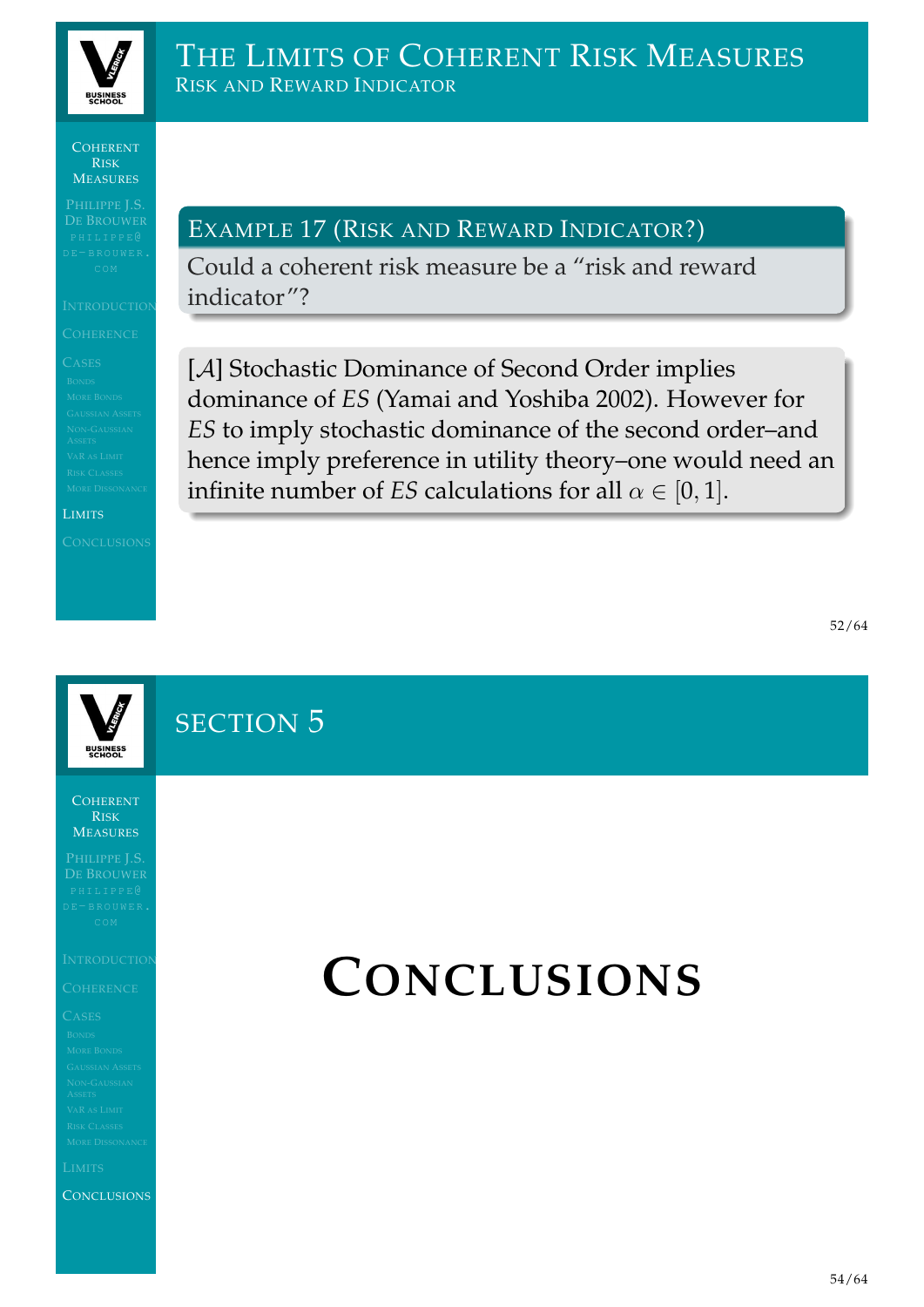# The Limits of Coherent Risk Measures

## Risk and Reward Indicator

**Example 17 (Risk and Reward Indicator?)**

Could a coherent risk measure be a "risk and reward indicator"?

[$\mathcal{A}$] Stochastic Dominance of Second Order implies dominance of *ES* (Yamai and Yoshiba 2002). However for *ES* to imply stochastic dominance of the second order–and hence imply preference in utility theory–one would need an infinite number of *ES* calculations for all $\alpha \in [0, 1]$.

# Section 5

# Conclusions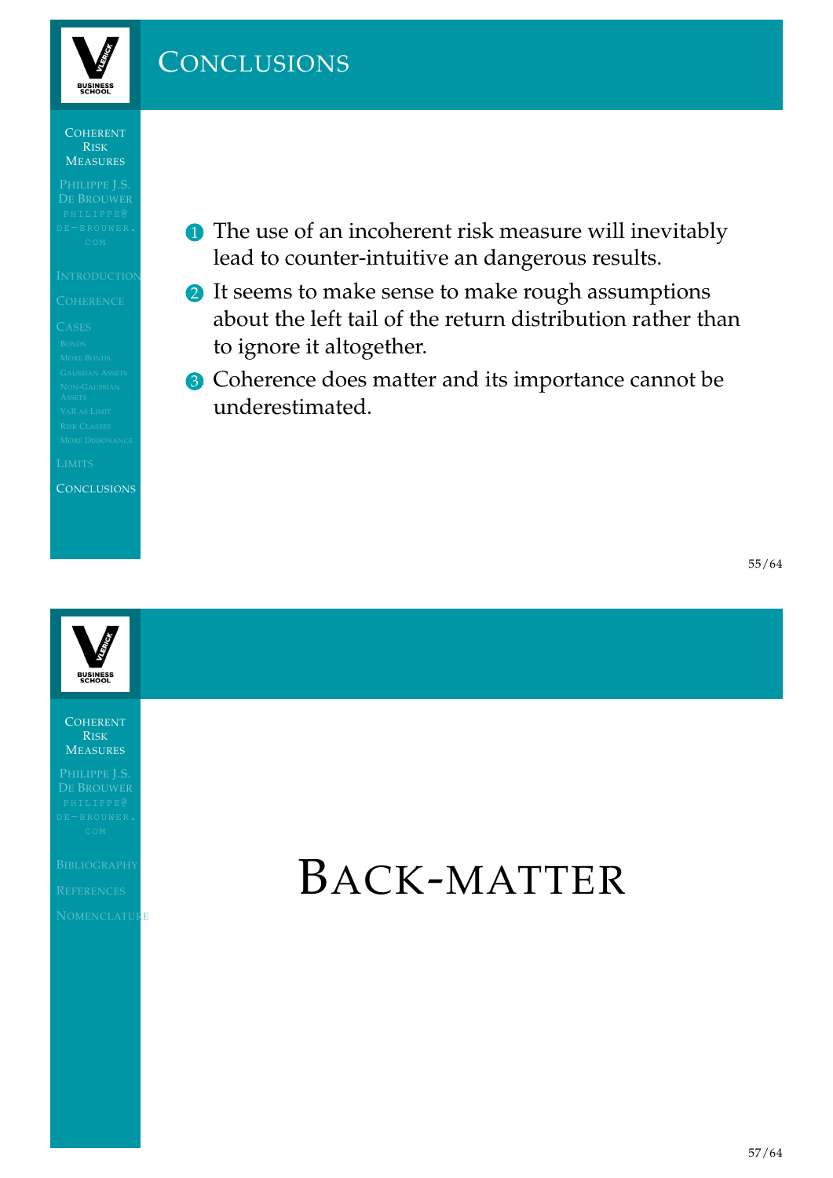# Conclusions

1. The use of an incoherent risk measure will inevitably lead to counter-intuitive an dangerous results.
2. It seems to make sense to make rough assumptions about the left tail of the return distribution rather than to ignore it altogether.
3. Coherence does matter and its importance cannot be underestimated.

# Back-matter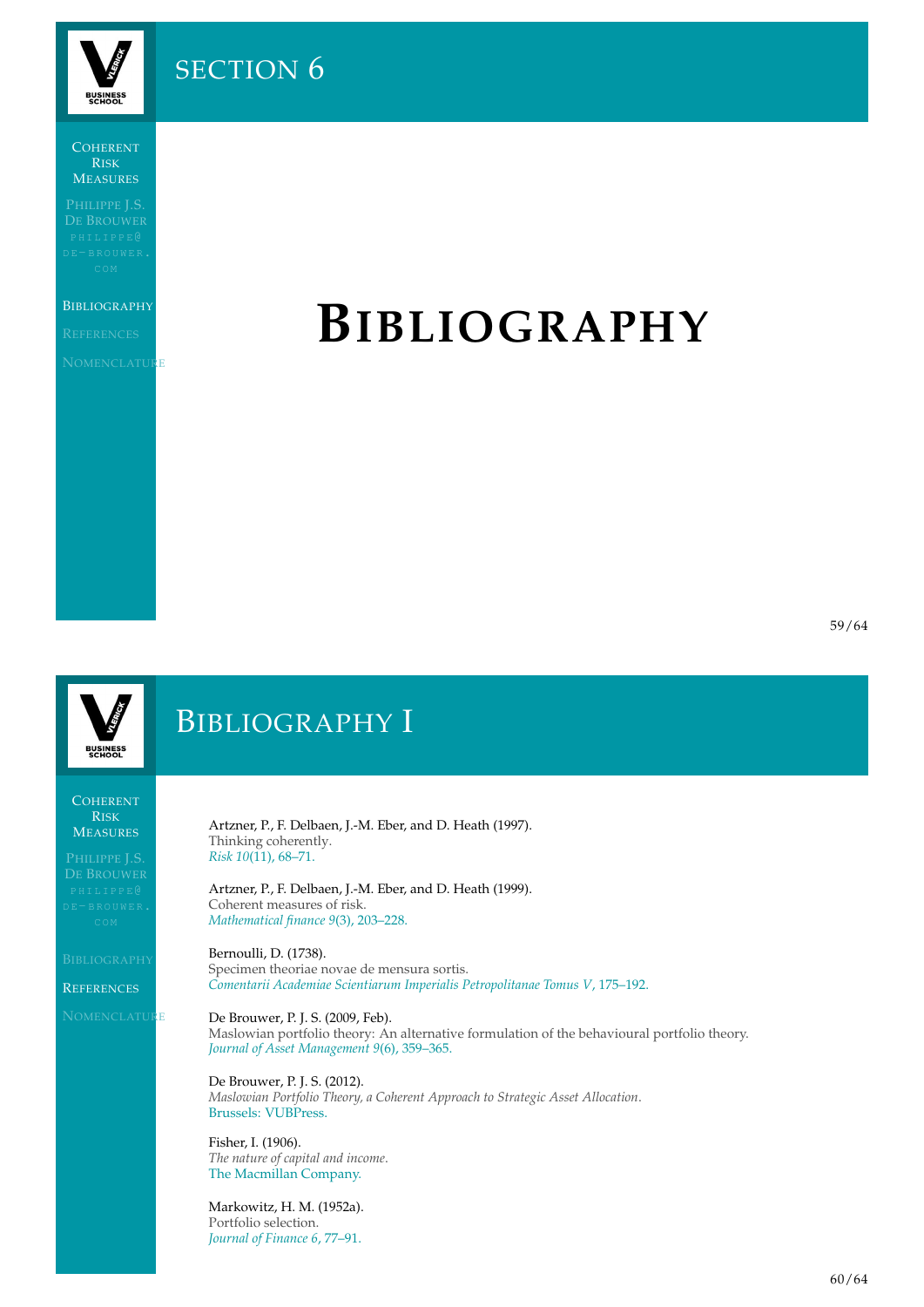# Section 6

# Bibliography

## Bibliography I

Artzner, P., F. Delbaen, J.-M. Eber, and D. Heath (1997).
Thinking coherently.
*Risk 10*(11), 68–71.

Artzner, P., F. Delbaen, J.-M. Eber, and D. Heath (1999).
Coherent measures of risk.
*Mathematical finance 9*(3), 203–228.

Bernoulli, D. (1738).
Specimen theoriae novae de mensura sortis.
*Comentarii Academiae Scientiarum Imperialis Petropolitanae Tomus V*, 175–192.

De Brouwer, P. J. S. (2009, Feb).
Maslowian portfolio theory: An alternative formulation of the behavioural portfolio theory.
*Journal of Asset Management 9*(6), 359–365.

De Brouwer, P. J. S. (2012).
*Maslowian Portfolio Theory, a Coherent Approach to Strategic Asset Allocation*.
Brussels: VUBPress.

Fisher, I. (1906).
*The nature of capital and income*.
The Macmillan Company.

Markowitz, H. M. (1952a).
Portfolio selection.
*Journal of Finance 6*, 77–91.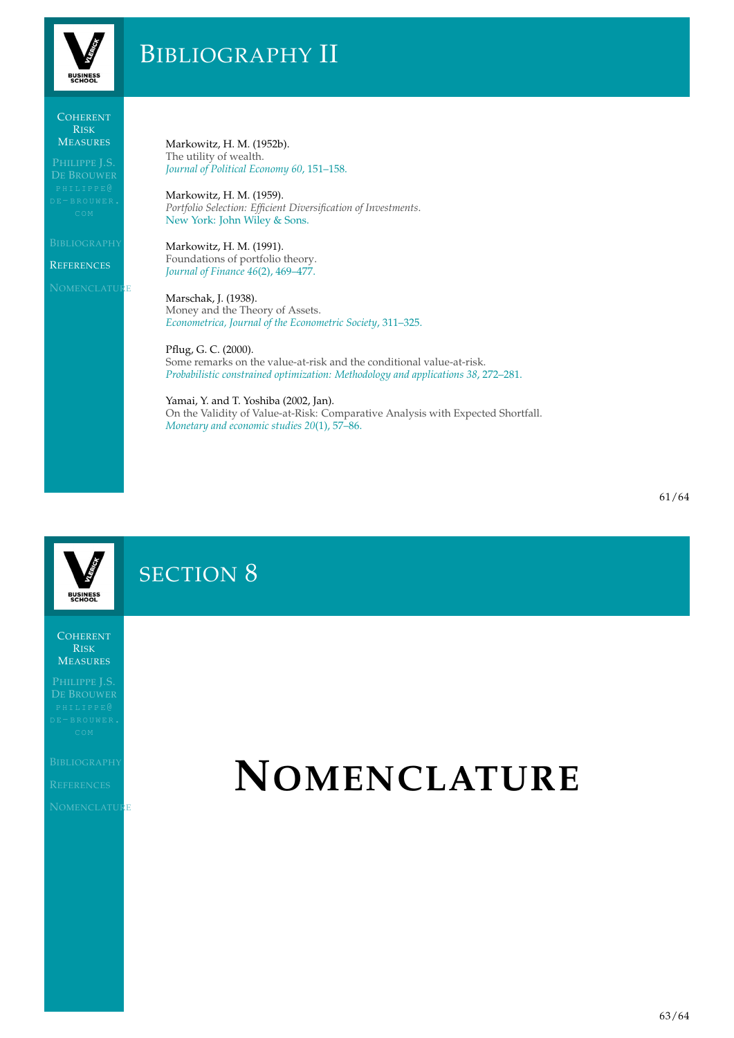# Bibliography II

Markowitz, H. M. (1952b).
The utility of wealth.
*Journal of Political Economy 60*, 151–158.

Markowitz, H. M. (1959).
*Portfolio Selection: Efficient Diversification of Investments*.
New York: John Wiley & Sons.

Markowitz, H. M. (1991).
Foundations of portfolio theory.
*Journal of Finance 46*(2), 469–477.

Marschak, J. (1938).
Money and the Theory of Assets.
*Econometrica, Journal of the Econometric Society*, 311–325.

Pflug, G. C. (2000).
Some remarks on the value-at-risk and the conditional value-at-risk.
*Probabilistic constrained optimization: Methodology and applications 38*, 272–281.

Yamai, Y. and T. Yoshiba (2002, Jan).
On the Validity of Value-at-Risk: Comparative Analysis with Expected Shortfall.
*Monetary and economic studies 20*(1), 57–86.

# Section 8

# Nomenclature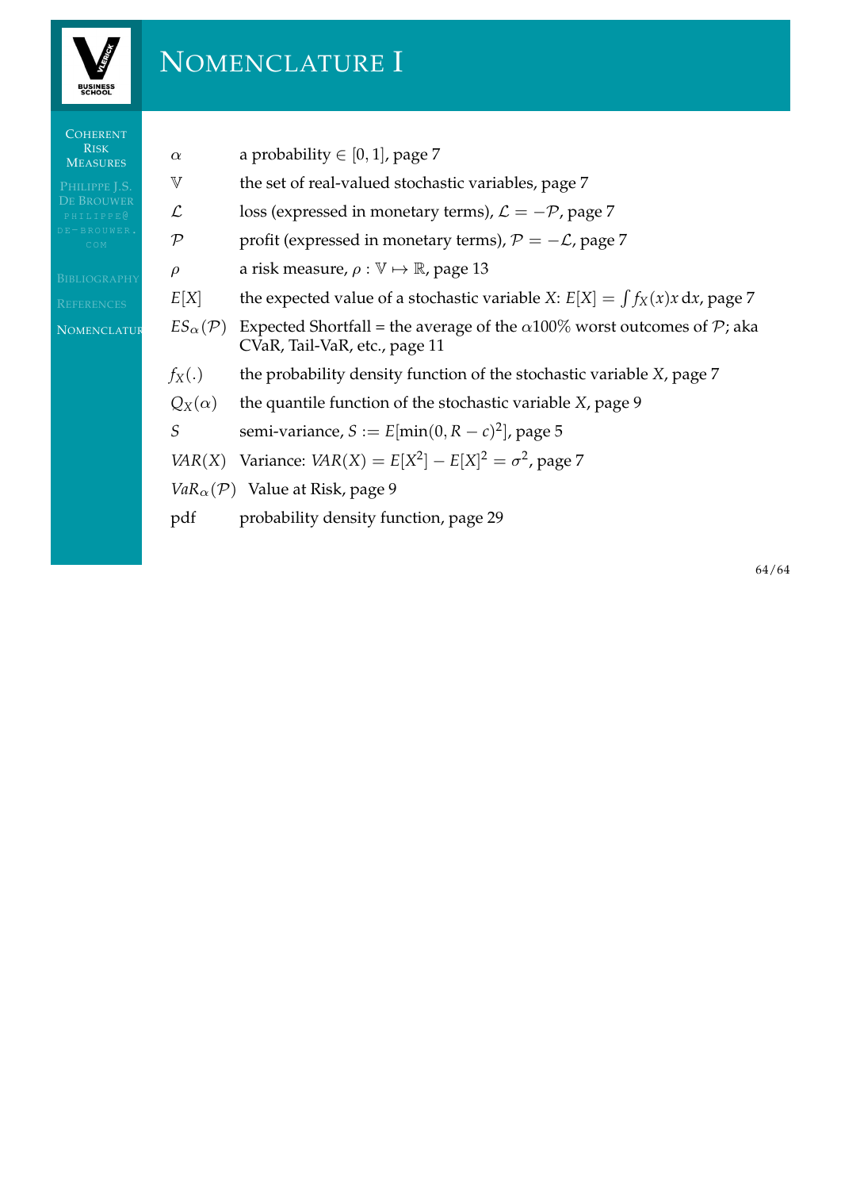# Nomenclature I

| | |
|---|---|
| $\alpha$ | a probability $\in [0, 1]$, page 7 |
| $\mathbb{V}$ | the set of real-valued stochastic variables, page 7 |
| $\mathcal{L}$ | loss (expressed in monetary terms), $\mathcal{L} = -\mathcal{P}$, page 7 |
| $\mathcal{P}$ | profit (expressed in monetary terms), $\mathcal{P} = -\mathcal{L}$, page 7 |
| $\rho$ | a risk measure, $\rho : \mathbb{V} \mapsto \mathbb{R}$, page 13 |
| $E[X]$ | the expected value of a stochastic variable $X$: $E[X] = \int f_X(x)x\,\mathrm{d}x$, page 7 |
| $ES_\alpha(\mathcal{P})$ | Expected Shortfall = the average of the $\alpha$100% worst outcomes of $\mathcal{P}$; aka CVaR, Tail-VaR, etc., page 11 |
| $f_X(.)$ | the probability density function of the stochastic variable $X$, page 7 |
| $Q_X(\alpha)$ | the quantile function of the stochastic variable $X$, page 9 |
| $S$ | semi-variance, $S := E[\min(0, R - c)^2]$, page 5 |
| $VAR(X)$ | Variance: $VAR(X) = E[X^2] - E[X]^2 = \sigma^2$, page 7 |
| $VaR_\alpha(\mathcal{P})$ | Value at Risk, page 9 |
| pdf | probability density function, page 29 |